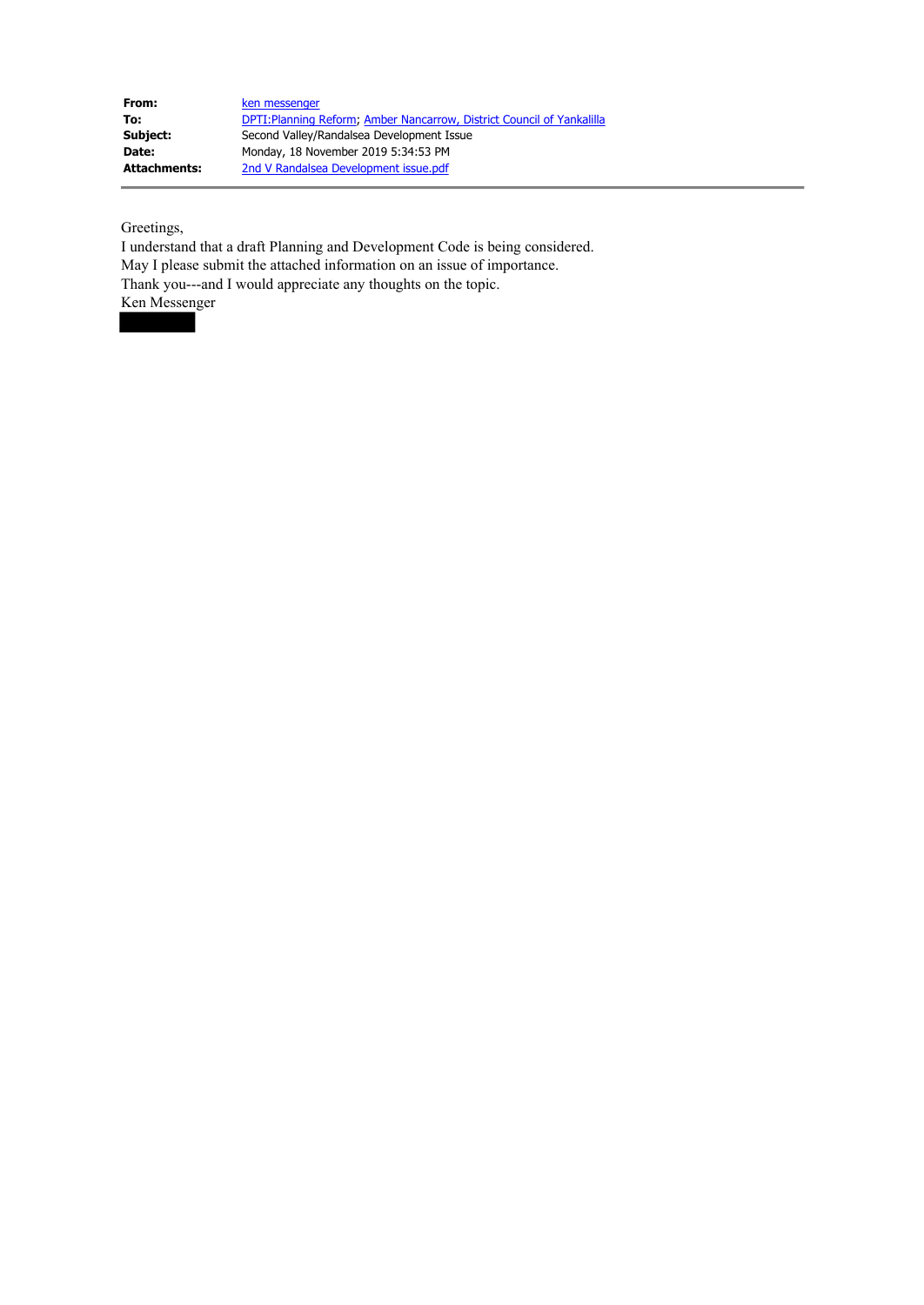| | |
|---|---|
| **From:** | ken messenger |
| **To:** | DPTI:Planning Reform; Amber Nancarrow, District Council of Yankalilla |
| **Subject:** | Second Valley/Randalsea Development Issue |
| **Date:** | Monday, 18 November 2019 5:34:53 PM |
| **Attachments:** | 2nd V Randalsea Development issue.pdf |

Greetings,

I understand that a draft Planning and Development Code is being considered.

May I please submit the attached information on an issue of importance.

Thank you---and I would appreciate any thoughts on the topic.

Ken Messenger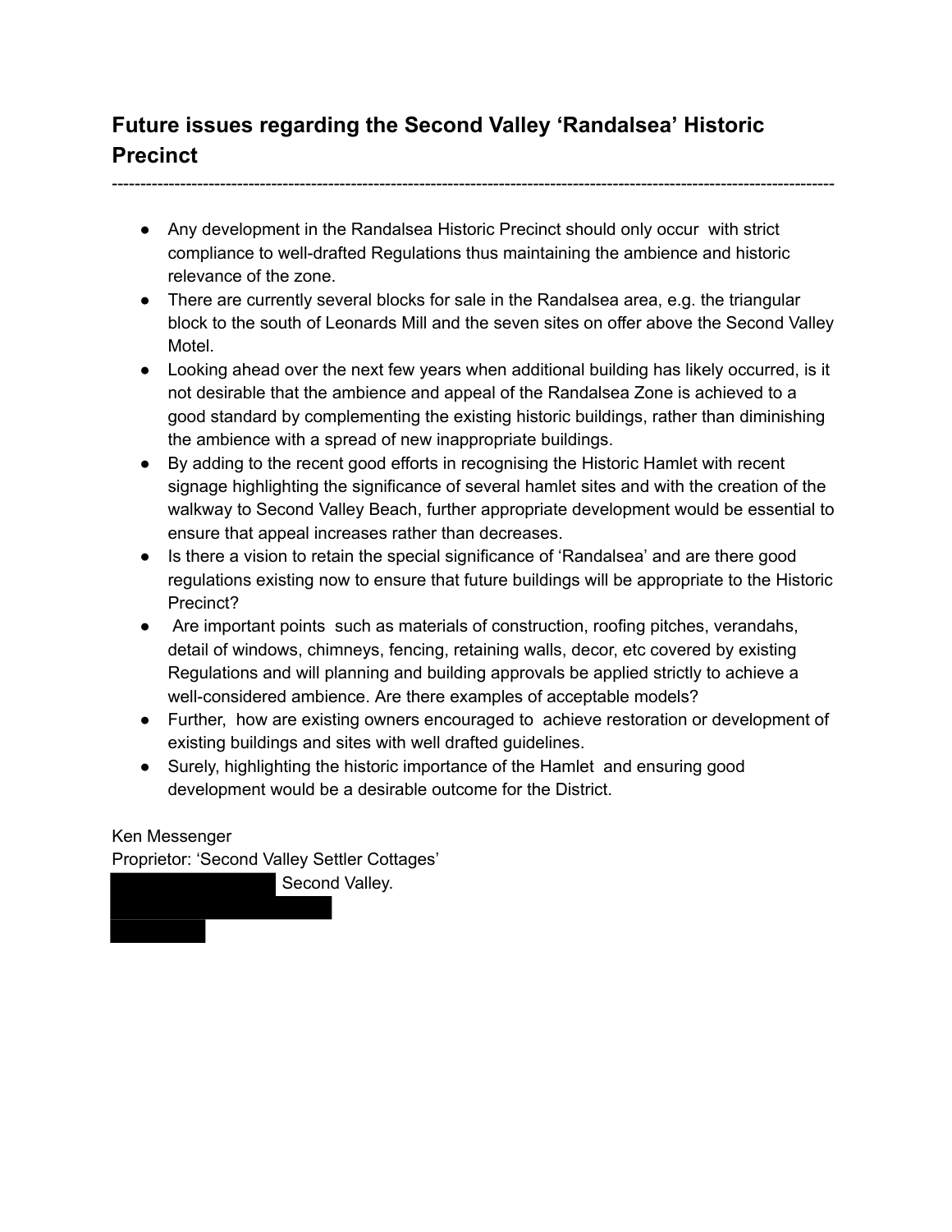# Future issues regarding the Second Valley 'Randalsea' Historic Precinct

---

- Any development in the Randalsea Historic Precinct should only occur with strict compliance to well-drafted Regulations thus maintaining the ambience and historic relevance of the zone.
- There are currently several blocks for sale in the Randalsea area, e.g. the triangular block to the south of Leonards Mill and the seven sites on offer above the Second Valley Motel.
- Looking ahead over the next few years when additional building has likely occurred, is it not desirable that the ambience and appeal of the Randalsea Zone is achieved to a good standard by complementing the existing historic buildings, rather than diminishing the ambience with a spread of new inappropriate buildings.
- By adding to the recent good efforts in recognising the Historic Hamlet with recent signage highlighting the significance of several hamlet sites and with the creation of the walkway to Second Valley Beach, further appropriate development would be essential to ensure that appeal increases rather than decreases.
- Is there a vision to retain the special significance of 'Randalsea' and are there good regulations existing now to ensure that future buildings will be appropriate to the Historic Precinct?
- Are important points such as materials of construction, roofing pitches, verandahs, detail of windows, chimneys, fencing, retaining walls, decor, etc covered by existing Regulations and will planning and building approvals be applied strictly to achieve a well-considered ambience. Are there examples of acceptable models?
- Further, how are existing owners encouraged to achieve restoration or development of existing buildings and sites with well drafted guidelines.
- Surely, highlighting the historic importance of the Hamlet and ensuring good development would be a desirable outcome for the District.

Ken Messenger
Proprietor: 'Second Valley Settler Cottages'
Second Valley.